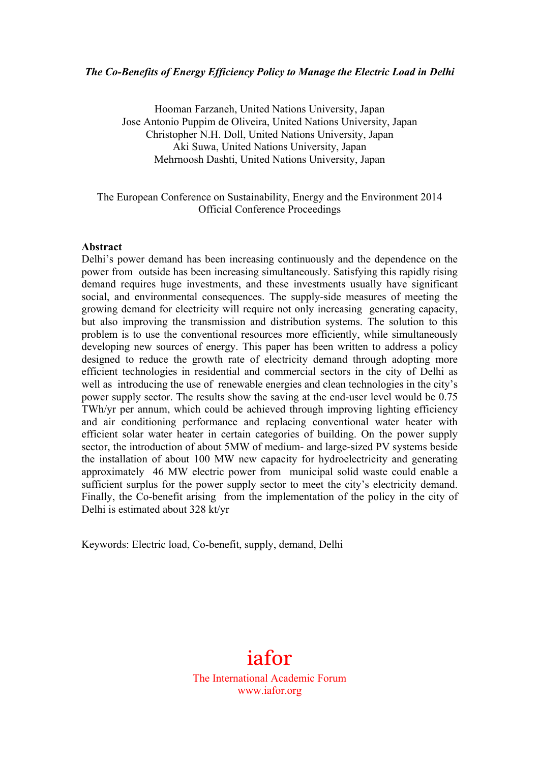*The Co-Benefits of Energy Efficiency Policy to Manage the Electric Load in Delhi*

Hooman Farzaneh, United Nations University, Japan
Jose Antonio Puppim de Oliveira, United Nations University, Japan
Christopher N.H. Doll, United Nations University, Japan
Aki Suwa, United Nations University, Japan
Mehrnoosh Dashti, United Nations University, Japan

The European Conference on Sustainability, Energy and the Environment 2014
Official Conference Proceedings

**Abstract**

Delhi's power demand has been increasing continuously and the dependence on the power from outside has been increasing simultaneously. Satisfying this rapidly rising demand requires huge investments, and these investments usually have significant social, and environmental consequences. The supply-side measures of meeting the growing demand for electricity will require not only increasing generating capacity, but also improving the transmission and distribution systems. The solution to this problem is to use the conventional resources more efficiently, while simultaneously developing new sources of energy. This paper has been written to address a policy designed to reduce the growth rate of electricity demand through adopting more efficient technologies in residential and commercial sectors in the city of Delhi as well as introducing the use of renewable energies and clean technologies in the city's power supply sector. The results show the saving at the end-user level would be 0.75 TWh/yr per annum, which could be achieved through improving lighting efficiency and air conditioning performance and replacing conventional water heater with efficient solar water heater in certain categories of building. On the power supply sector, the introduction of about 5MW of medium- and large-sized PV systems beside the installation of about 100 MW new capacity for hydroelectricity and generating approximately 46 MW electric power from municipal solid waste could enable a sufficient surplus for the power supply sector to meet the city's electricity demand. Finally, the Co-benefit arising from the implementation of the policy in the city of Delhi is estimated about 328 kt/yr

Keywords: Electric load, Co-benefit, supply, demand, Delhi

iafor
The International Academic Forum
www.iafor.org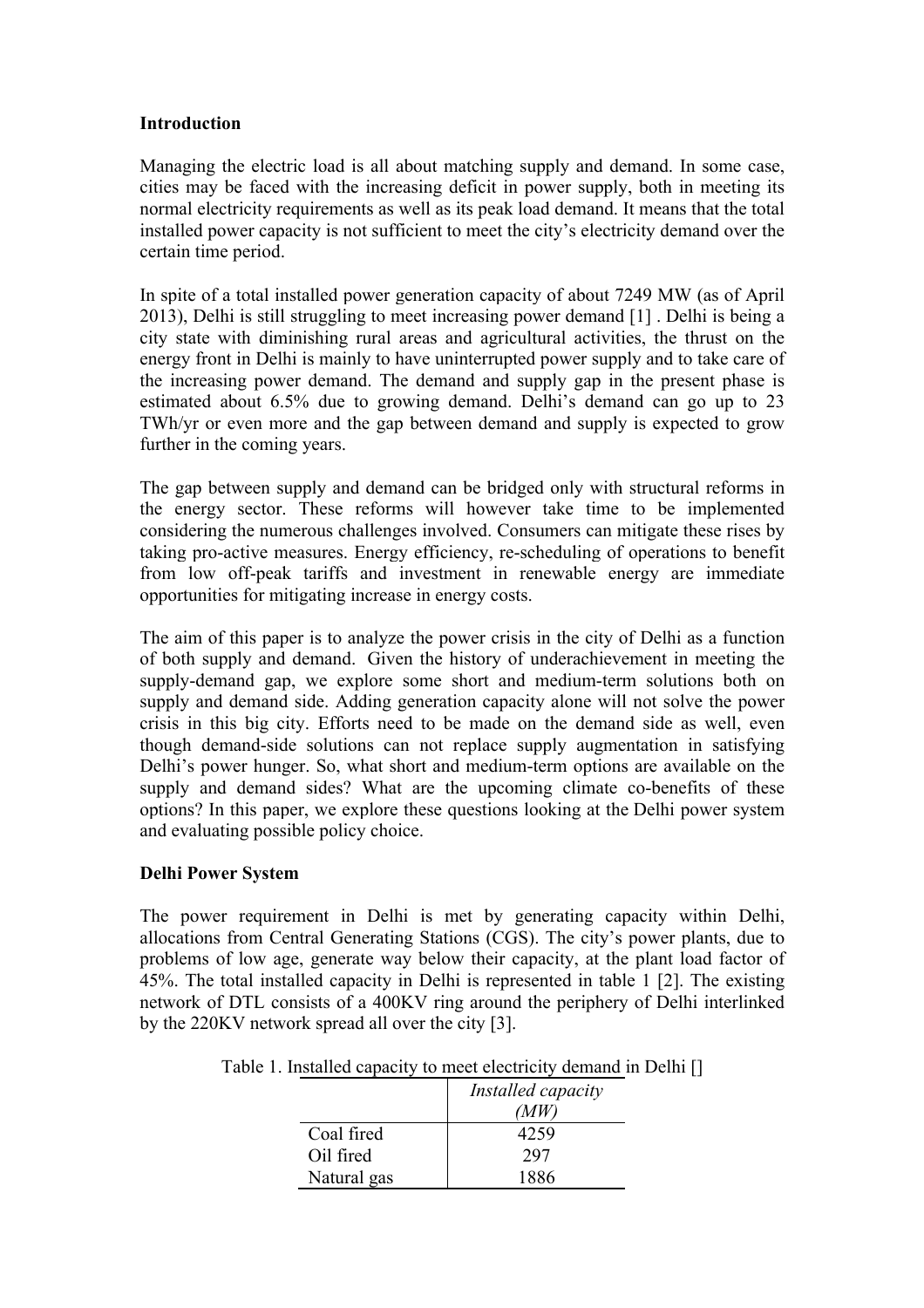**Introduction**

Managing the electric load is all about matching supply and demand. In some case, cities may be faced with the increasing deficit in power supply, both in meeting its normal electricity requirements as well as its peak load demand. It means that the total installed power capacity is not sufficient to meet the city's electricity demand over the certain time period.

In spite of a total installed power generation capacity of about 7249 MW (as of April 2013), Delhi is still struggling to meet increasing power demand [1] . Delhi is being a city state with diminishing rural areas and agricultural activities, the thrust on the energy front in Delhi is mainly to have uninterrupted power supply and to take care of the increasing power demand. The demand and supply gap in the present phase is estimated about 6.5% due to growing demand. Delhi's demand can go up to 23 TWh/yr or even more and the gap between demand and supply is expected to grow further in the coming years.

The gap between supply and demand can be bridged only with structural reforms in the energy sector. These reforms will however take time to be implemented considering the numerous challenges involved. Consumers can mitigate these rises by taking pro-active measures. Energy efficiency, re-scheduling of operations to benefit from low off-peak tariffs and investment in renewable energy are immediate opportunities for mitigating increase in energy costs.

The aim of this paper is to analyze the power crisis in the city of Delhi as a function of both supply and demand. Given the history of underachievement in meeting the supply-demand gap, we explore some short and medium-term solutions both on supply and demand side. Adding generation capacity alone will not solve the power crisis in this big city. Efforts need to be made on the demand side as well, even though demand-side solutions can not replace supply augmentation in satisfying Delhi's power hunger. So, what short and medium-term options are available on the supply and demand sides? What are the upcoming climate co-benefits of these options? In this paper, we explore these questions looking at the Delhi power system and evaluating possible policy choice.

**Delhi Power System**

The power requirement in Delhi is met by generating capacity within Delhi, allocations from Central Generating Stations (CGS). The city's power plants, due to problems of low age, generate way below their capacity, at the plant load factor of 45%. The total installed capacity in Delhi is represented in table 1 [2]. The existing network of DTL consists of a 400KV ring around the periphery of Delhi interlinked by the 220KV network spread all over the city [3].

Table 1. Installed capacity to meet electricity demand in Delhi []

| | *Installed capacity (MW)* |
|---|---|
| Coal fired | 4259 |
| Oil fired | 297 |
| Natural gas | 1886 |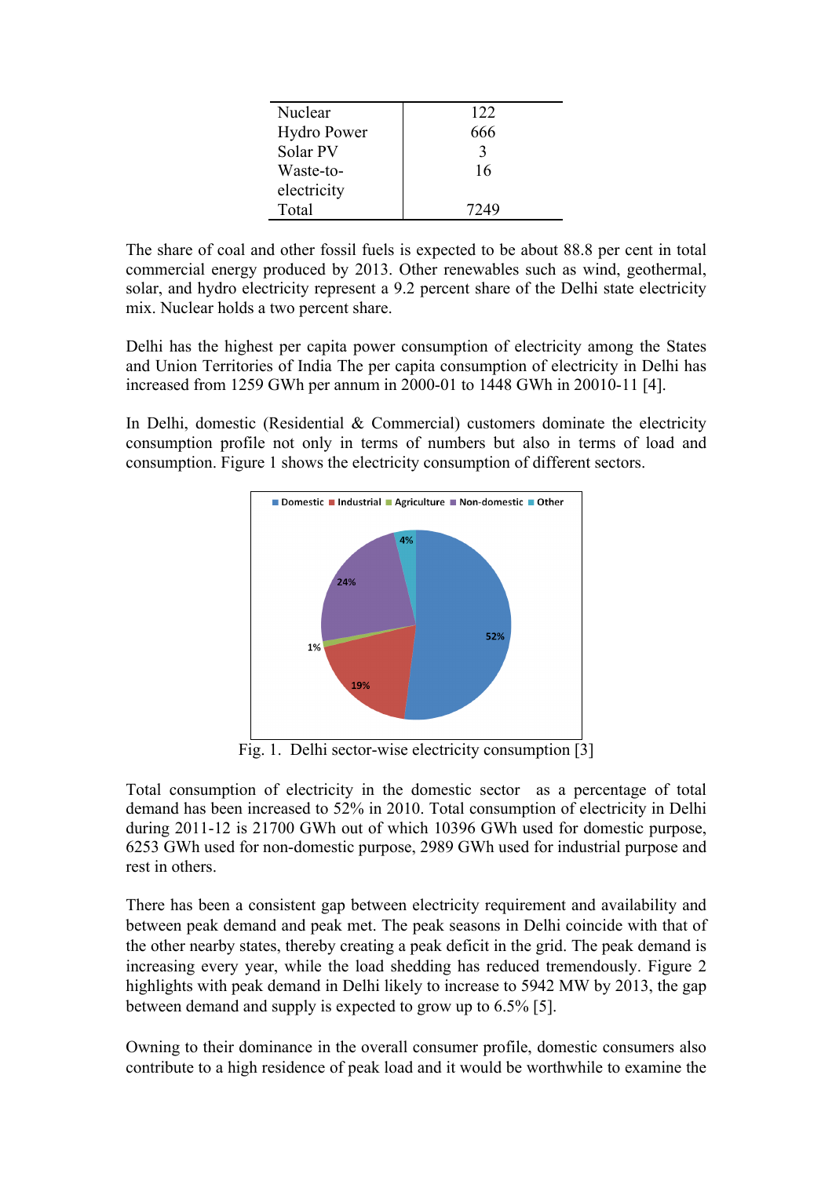| | |
|---|---|
| Nuclear | 122 |
| Hydro Power | 666 |
| Solar PV | 3 |
| Waste-to-electricity | 16 |
| Total | 7249 |

The share of coal and other fossil fuels is expected to be about 88.8 per cent in total commercial energy produced by 2013. Other renewables such as wind, geothermal, solar, and hydro electricity represent a 9.2 percent share of the Delhi state electricity mix. Nuclear holds a two percent share.

Delhi has the highest per capita power consumption of electricity among the States and Union Territories of India The per capita consumption of electricity in Delhi has increased from 1259 GWh per annum in 2000-01 to 1448 GWh in 20010-11 [4].

In Delhi, domestic (Residential & Commercial) customers dominate the electricity consumption profile not only in terms of numbers but also in terms of load and consumption. Figure 1 shows the electricity consumption of different sectors.

Fig. 1. Delhi sector-wise electricity consumption [3]

Total consumption of electricity in the domestic sector as a percentage of total demand has been increased to 52% in 2010. Total consumption of electricity in Delhi during 2011-12 is 21700 GWh out of which 10396 GWh used for domestic purpose, 6253 GWh used for non-domestic purpose, 2989 GWh used for industrial purpose and rest in others.

There has been a consistent gap between electricity requirement and availability and between peak demand and peak met. The peak seasons in Delhi coincide with that of the other nearby states, thereby creating a peak deficit in the grid. The peak demand is increasing every year, while the load shedding has reduced tremendously. Figure 2 highlights with peak demand in Delhi likely to increase to 5942 MW by 2013, the gap between demand and supply is expected to grow up to 6.5% [5].

Owning to their dominance in the overall consumer profile, domestic consumers also contribute to a high residence of peak load and it would be worthwhile to examine the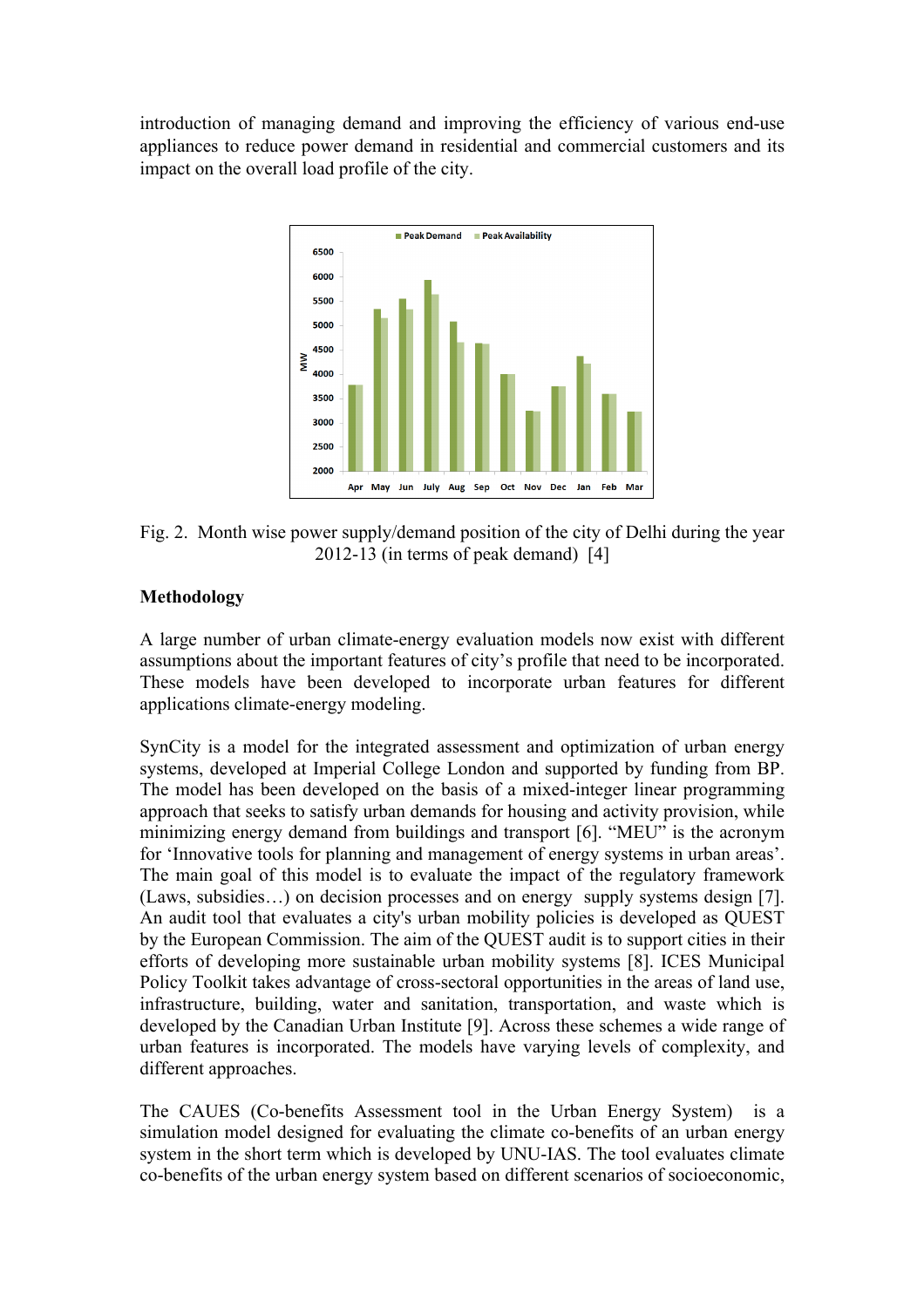introduction of managing demand and improving the efficiency of various end-use appliances to reduce power demand in residential and commercial customers and its impact on the overall load profile of the city.

Fig. 2. Month wise power supply/demand position of the city of Delhi during the year 2012-13 (in terms of peak demand) [4]

**Methodology**

A large number of urban climate-energy evaluation models now exist with different assumptions about the important features of city's profile that need to be incorporated. These models have been developed to incorporate urban features for different applications climate-energy modeling.

SynCity is a model for the integrated assessment and optimization of urban energy systems, developed at Imperial College London and supported by funding from BP. The model has been developed on the basis of a mixed-integer linear programming approach that seeks to satisfy urban demands for housing and activity provision, while minimizing energy demand from buildings and transport [6]. "MEU" is the acronym for 'Innovative tools for planning and management of energy systems in urban areas'. The main goal of this model is to evaluate the impact of the regulatory framework (Laws, subsidies…) on decision processes and on energy supply systems design [7]. An audit tool that evaluates a city's urban mobility policies is developed as QUEST by the European Commission. The aim of the QUEST audit is to support cities in their efforts of developing more sustainable urban mobility systems [8]. ICES Municipal Policy Toolkit takes advantage of cross-sectoral opportunities in the areas of land use, infrastructure, building, water and sanitation, transportation, and waste which is developed by the Canadian Urban Institute [9]. Across these schemes a wide range of urban features is incorporated. The models have varying levels of complexity, and different approaches.

The CAUES (Co-benefits Assessment tool in the Urban Energy System) is a simulation model designed for evaluating the climate co-benefits of an urban energy system in the short term which is developed by UNU-IAS. The tool evaluates climate co-benefits of the urban energy system based on different scenarios of socioeconomic,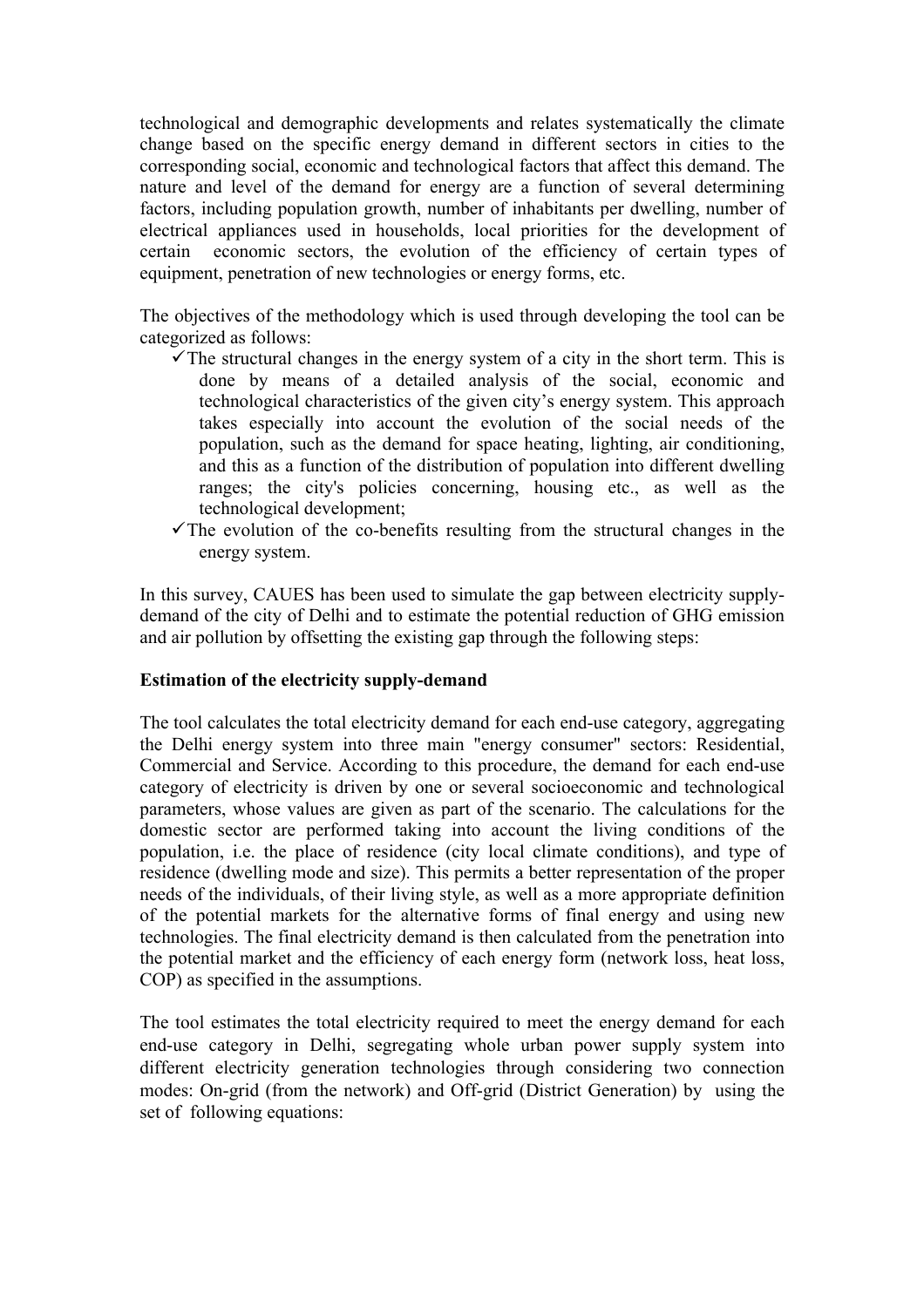technological and demographic developments and relates systematically the climate change based on the specific energy demand in different sectors in cities to the corresponding social, economic and technological factors that affect this demand. The nature and level of the demand for energy are a function of several determining factors, including population growth, number of inhabitants per dwelling, number of electrical appliances used in households, local priorities for the development of certain economic sectors, the evolution of the efficiency of certain types of equipment, penetration of new technologies or energy forms, etc.

The objectives of the methodology which is used through developing the tool can be categorized as follows:

- ✓ The structural changes in the energy system of a city in the short term. This is done by means of a detailed analysis of the social, economic and technological characteristics of the given city's energy system. This approach takes especially into account the evolution of the social needs of the population, such as the demand for space heating, lighting, air conditioning, and this as a function of the distribution of population into different dwelling ranges; the city's policies concerning, housing etc., as well as the technological development;
- ✓ The evolution of the co-benefits resulting from the structural changes in the energy system.

In this survey, CAUES has been used to simulate the gap between electricity supply-demand of the city of Delhi and to estimate the potential reduction of GHG emission and air pollution by offsetting the existing gap through the following steps:

**Estimation of the electricity supply-demand**

The tool calculates the total electricity demand for each end-use category, aggregating the Delhi energy system into three main "energy consumer" sectors: Residential, Commercial and Service. According to this procedure, the demand for each end-use category of electricity is driven by one or several socioeconomic and technological parameters, whose values are given as part of the scenario. The calculations for the domestic sector are performed taking into account the living conditions of the population, i.e. the place of residence (city local climate conditions), and type of residence (dwelling mode and size). This permits a better representation of the proper needs of the individuals, of their living style, as well as a more appropriate definition of the potential markets for the alternative forms of final energy and using new technologies. The final electricity demand is then calculated from the penetration into the potential market and the efficiency of each energy form (network loss, heat loss, COP) as specified in the assumptions.

The tool estimates the total electricity required to meet the energy demand for each end-use category in Delhi, segregating whole urban power supply system into different electricity generation technologies through considering two connection modes: On-grid (from the network) and Off-grid (District Generation) by using the set of following equations: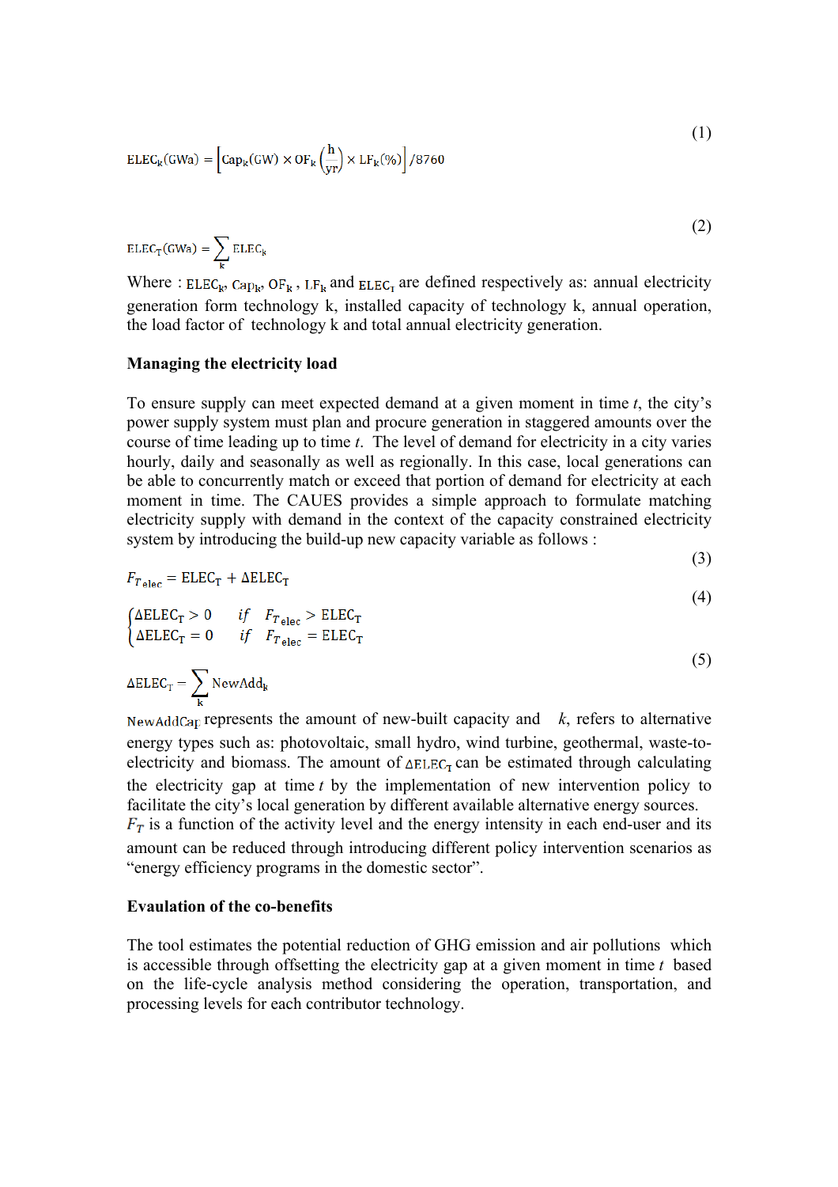$$\mathrm{ELEC_k(GWa)} = \left[\mathrm{Cap_k(GW)} \times \mathrm{OF_k}\left(\frac{\mathrm{h}}{\mathrm{yr}}\right) \times \mathrm{LF_k(\%)}\right] / 8760 \tag{1}$$

$$\mathrm{ELEC_T(GWa)} = \sum_{k} \mathrm{ELEC_k} \tag{2}$$

Where : $\mathrm{ELEC_k}$, $\mathrm{Cap_k}$, $\mathrm{OF_k}$ , $\mathrm{LF_k}$ and $\mathrm{ELEC_T}$ are defined respectively as: annual electricity generation form technology k, installed capacity of technology k, annual operation, the load factor of technology k and total annual electricity generation.

**Managing the electricity load**

To ensure supply can meet expected demand at a given moment in time *t*, the city's power supply system must plan and procure generation in staggered amounts over the course of time leading up to time *t*. The level of demand for electricity in a city varies hourly, daily and seasonally as well as regionally. In this case, local generations can be able to concurrently match or exceed that portion of demand for electricity at each moment in time. The CAUES provides a simple approach to formulate matching electricity supply with demand in the context of the capacity constrained electricity system by introducing the build-up new capacity variable as follows :

$$F_{T_{elec}} = \mathrm{ELEC_T} + \Delta\mathrm{ELEC_T} \tag{3}$$

$$\begin{cases} \Delta\mathrm{ELEC_T} > 0 & if \quad F_{T_{elec}} > \mathrm{ELEC_T} \\ \Delta\mathrm{ELEC_T} = 0 & if \quad F_{T_{elec}} = \mathrm{ELEC_T} \end{cases} \tag{4}$$

$$\Delta\mathrm{ELEC_T} = \sum_{k} \mathrm{NewAdd_k} \tag{5}$$

$\mathrm{NewAddCap}$ represents the amount of new-built capacity and *k*, refers to alternative energy types such as: photovoltaic, small hydro, wind turbine, geothermal, waste-to-electricity and biomass. The amount of $\Delta\mathrm{ELEC_T}$ can be estimated through calculating the electricity gap at time *t* by the implementation of new intervention policy to facilitate the city's local generation by different available alternative energy sources. $F_T$ is a function of the activity level and the energy intensity in each end-user and its amount can be reduced through introducing different policy intervention scenarios as "energy efficiency programs in the domestic sector".

**Evaulation of the co-benefits**

The tool estimates the potential reduction of GHG emission and air pollutions which is accessible through offsetting the electricity gap at a given moment in time *t* based on the life-cycle analysis method considering the operation, transportation, and processing levels for each contributor technology.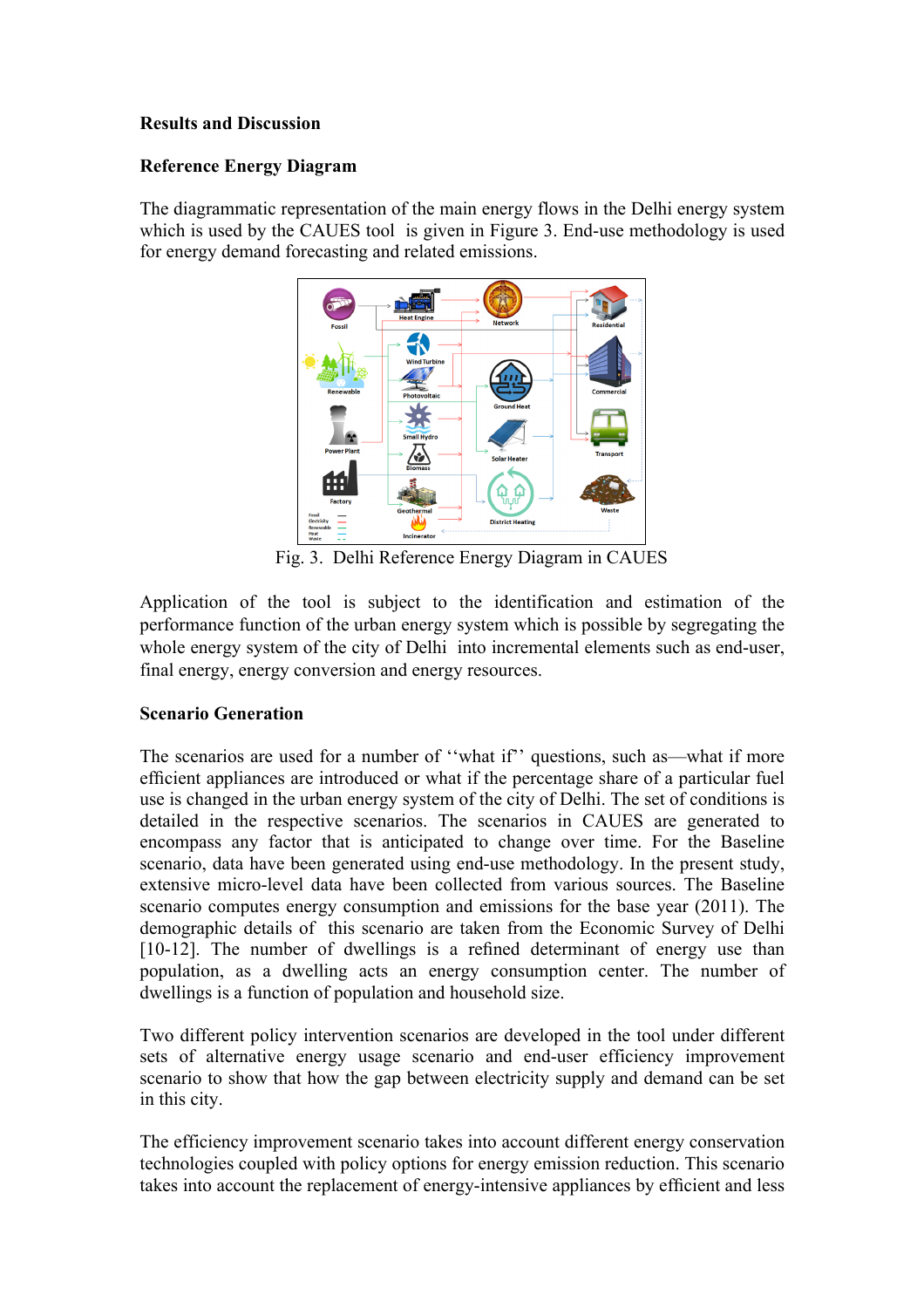**Results and Discussion**

**Reference Energy Diagram**

The diagrammatic representation of the main energy flows in the Delhi energy system which is used by the CAUES tool is given in Figure 3. End-use methodology is used for energy demand forecasting and related emissions.

Fig. 3. Delhi Reference Energy Diagram in CAUES

Application of the tool is subject to the identification and estimation of the performance function of the urban energy system which is possible by segregating the whole energy system of the city of Delhi into incremental elements such as end-user, final energy, energy conversion and energy resources.

**Scenario Generation**

The scenarios are used for a number of ''what if'' questions, such as—what if more efficient appliances are introduced or what if the percentage share of a particular fuel use is changed in the urban energy system of the city of Delhi. The set of conditions is detailed in the respective scenarios. The scenarios in CAUES are generated to encompass any factor that is anticipated to change over time. For the Baseline scenario, data have been generated using end-use methodology. In the present study, extensive micro-level data have been collected from various sources. The Baseline scenario computes energy consumption and emissions for the base year (2011). The demographic details of this scenario are taken from the Economic Survey of Delhi [10-12]. The number of dwellings is a refined determinant of energy use than population, as a dwelling acts an energy consumption center. The number of dwellings is a function of population and household size.

Two different policy intervention scenarios are developed in the tool under different sets of alternative energy usage scenario and end-user efficiency improvement scenario to show that how the gap between electricity supply and demand can be set in this city.

The efficiency improvement scenario takes into account different energy conservation technologies coupled with policy options for energy emission reduction. This scenario takes into account the replacement of energy-intensive appliances by efficient and less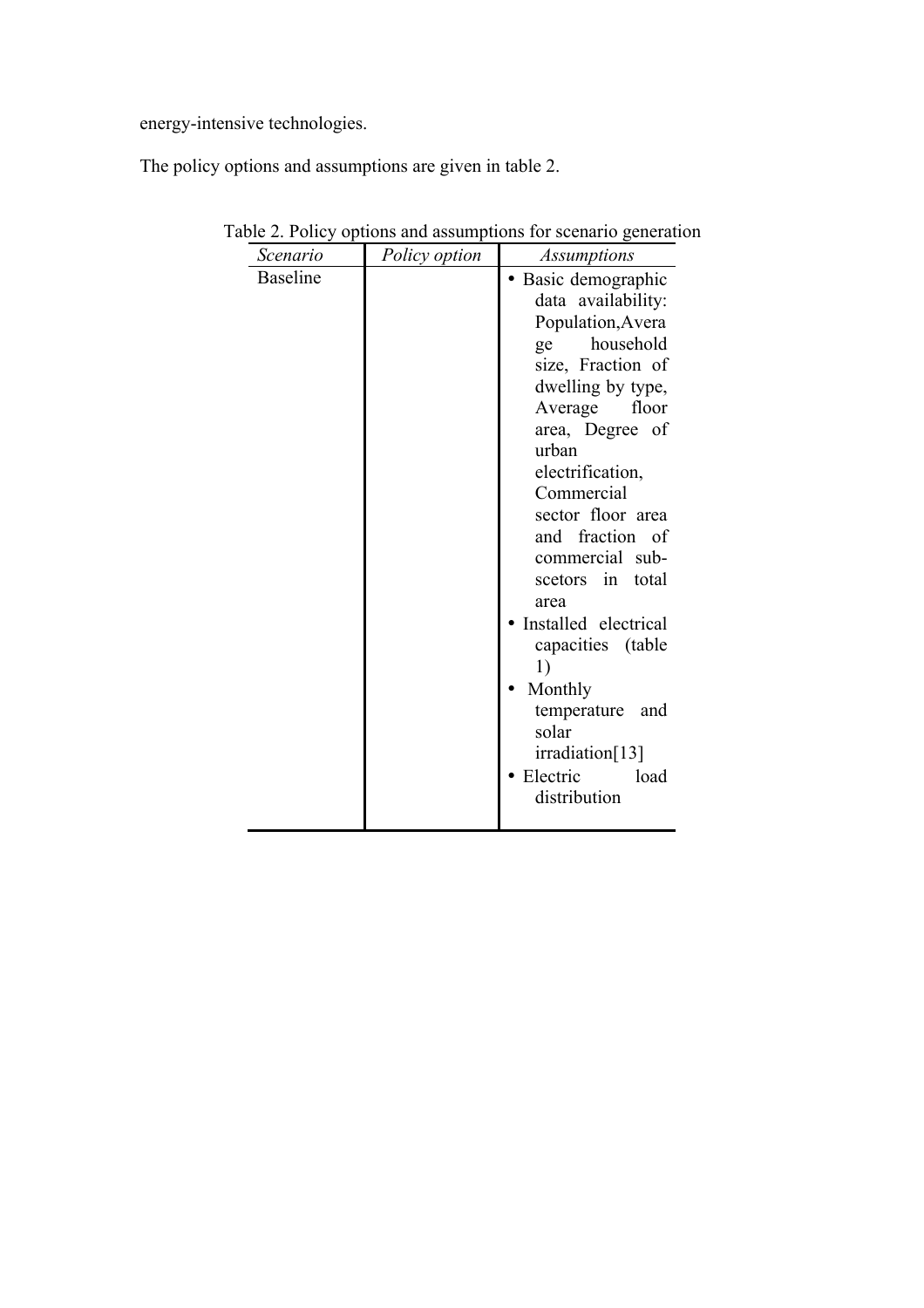energy-intensive technologies.

The policy options and assumptions are given in table 2.

Table 2. Policy options and assumptions for scenario generation

| *Scenario* | *Policy option* | *Assumptions* |
|---|---|---|
| Baseline | | • Basic demographic data availability: Population,Average household size, Fraction of dwelling by type, Average floor area, Degree of urban electrification, Commercial sector floor area and fraction of commercial sub-scetors in total area<br>• Installed electrical capacities (table 1)<br>• Monthly temperature and solar irradiation[13]<br>• Electric load distribution |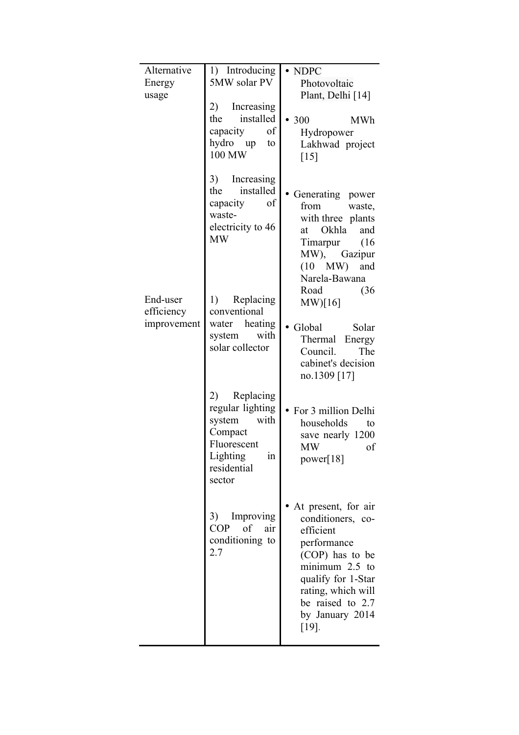| | | |
|---|---|---|
| Alternative Energy usage | 1) Introducing 5MW solar PV | • NDPC Photovoltaic Plant, Delhi [14] |
| | 2) Increasing the installed capacity of hydro up to 100 MW | • 300 MWh Hydropower Lakhwad project [15] |
| | 3) Increasing the installed capacity of waste-electricity to 46 MW | • Generating power from waste, with three plants at Okhla and Timarpur (16 MW), Gazipur (10 MW) and Narela-Bawana Road (36 MW)[16] |
| End-user efficiency improvement | 1) Replacing conventional water heating system with solar collector | • Global Solar Thermal Energy Council. The cabinet's decision no.1309 [17] |
| | 2) Replacing regular lighting system with Compact Fluorescent Lighting in residential sector | • For 3 million Delhi households to save nearly 1200 MW of power[18] |
| | 3) Improving COP of air conditioning to 2.7 | • At present, for air conditioners, co-efficient performance (COP) has to be minimum 2.5 to qualify for 1-Star rating, which will be raised to 2.7 by January 2014 [19]. |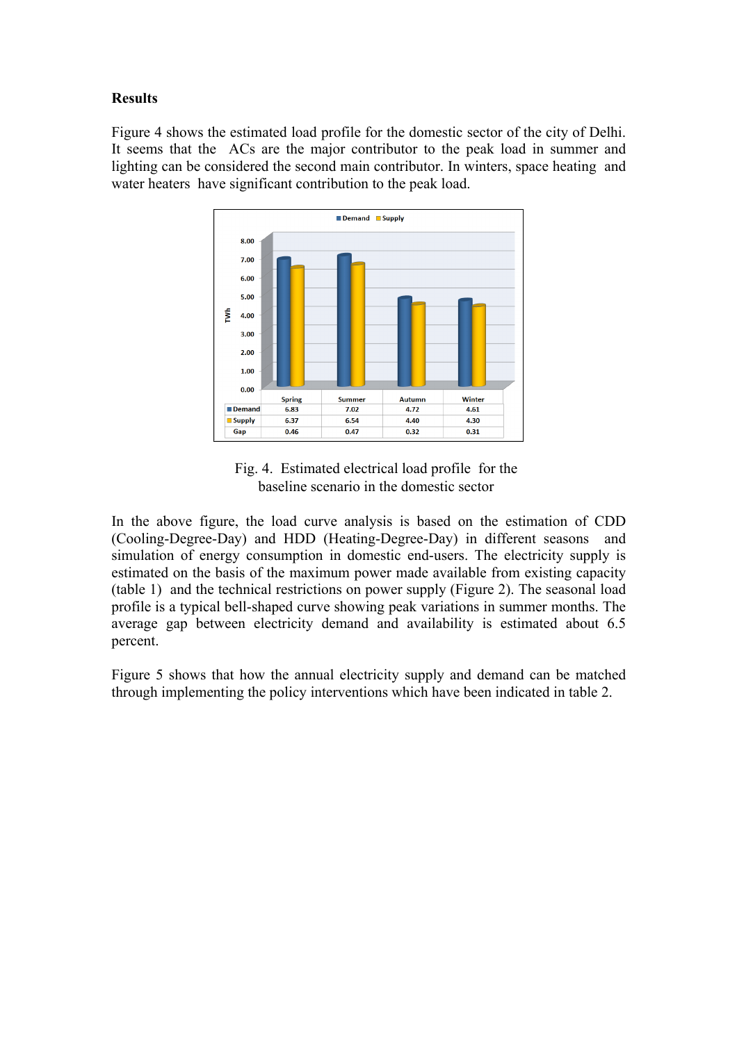**Results**

Figure 4 shows the estimated load profile for the domestic sector of the city of Delhi. It seems that the ACs are the major contributor to the peak load in summer and lighting can be considered the second main contributor. In winters, space heating and water heaters have significant contribution to the peak load.

| | Spring | Summer | Autumn | Winter |
|---|---|---|---|---|
| Demand | 6.83 | 7.02 | 4.72 | 4.61 |
| Supply | 6.37 | 6.54 | 4.40 | 4.30 |
| Gap | 0.46 | 0.47 | 0.32 | 0.31 |

Fig. 4. Estimated electrical load profile for the baseline scenario in the domestic sector

In the above figure, the load curve analysis is based on the estimation of CDD (Cooling-Degree-Day) and HDD (Heating-Degree-Day) in different seasons and simulation of energy consumption in domestic end-users. The electricity supply is estimated on the basis of the maximum power made available from existing capacity (table 1) and the technical restrictions on power supply (Figure 2). The seasonal load profile is a typical bell-shaped curve showing peak variations in summer months. The average gap between electricity demand and availability is estimated about 6.5 percent.

Figure 5 shows that how the annual electricity supply and demand can be matched through implementing the policy interventions which have been indicated in table 2.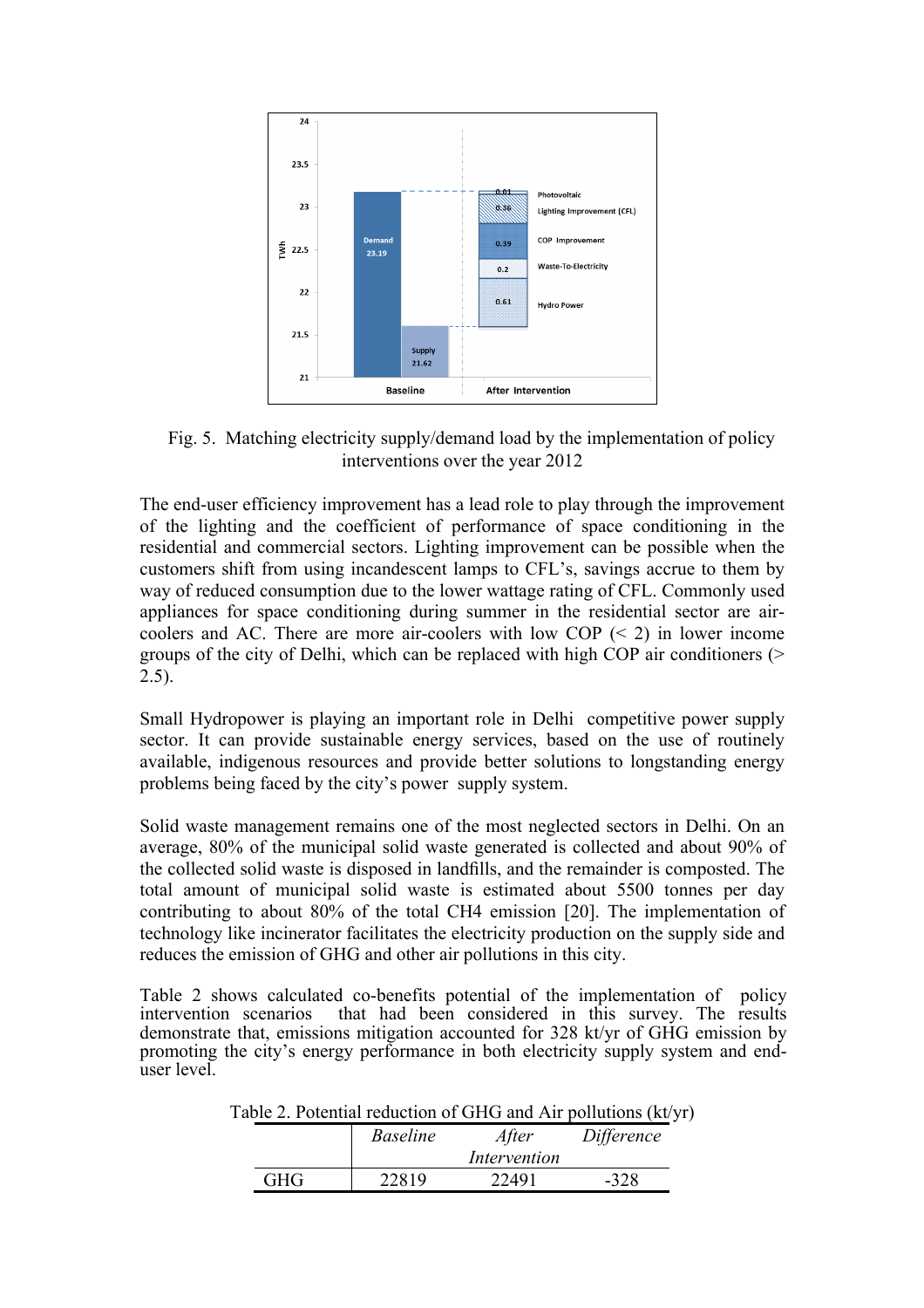Fig. 5. Matching electricity supply/demand load by the implementation of policy interventions over the year 2012

The end-user efficiency improvement has a lead role to play through the improvement of the lighting and the coefficient of performance of space conditioning in the residential and commercial sectors. Lighting improvement can be possible when the customers shift from using incandescent lamps to CFL's, savings accrue to them by way of reduced consumption due to the lower wattage rating of CFL. Commonly used appliances for space conditioning during summer in the residential sector are air-coolers and AC. There are more air-coolers with low COP (< 2) in lower income groups of the city of Delhi, which can be replaced with high COP air conditioners (> 2.5).

Small Hydropower is playing an important role in Delhi competitive power supply sector. It can provide sustainable energy services, based on the use of routinely available, indigenous resources and provide better solutions to longstanding energy problems being faced by the city's power supply system.

Solid waste management remains one of the most neglected sectors in Delhi. On an average, 80% of the municipal solid waste generated is collected and about 90% of the collected solid waste is disposed in landfills, and the remainder is composted. The total amount of municipal solid waste is estimated about 5500 tonnes per day contributing to about 80% of the total $CH_4$ emission [20]. The implementation of technology like incinerator facilitates the electricity production on the supply side and reduces the emission of GHG and other air pollutions in this city.

Table 2 shows calculated co-benefits potential of the implementation of policy intervention scenarios that had been considered in this survey. The results demonstrate that, emissions mitigation accounted for 328 kt/yr of GHG emission by promoting the city's energy performance in both electricity supply system and end-user level.

Table 2. Potential reduction of GHG and Air pollutions (kt/yr)

| | *Baseline* | *After Intervention* | *Difference* |
|---|---|---|---|
| GHG | 22819 | 22491 | -328 |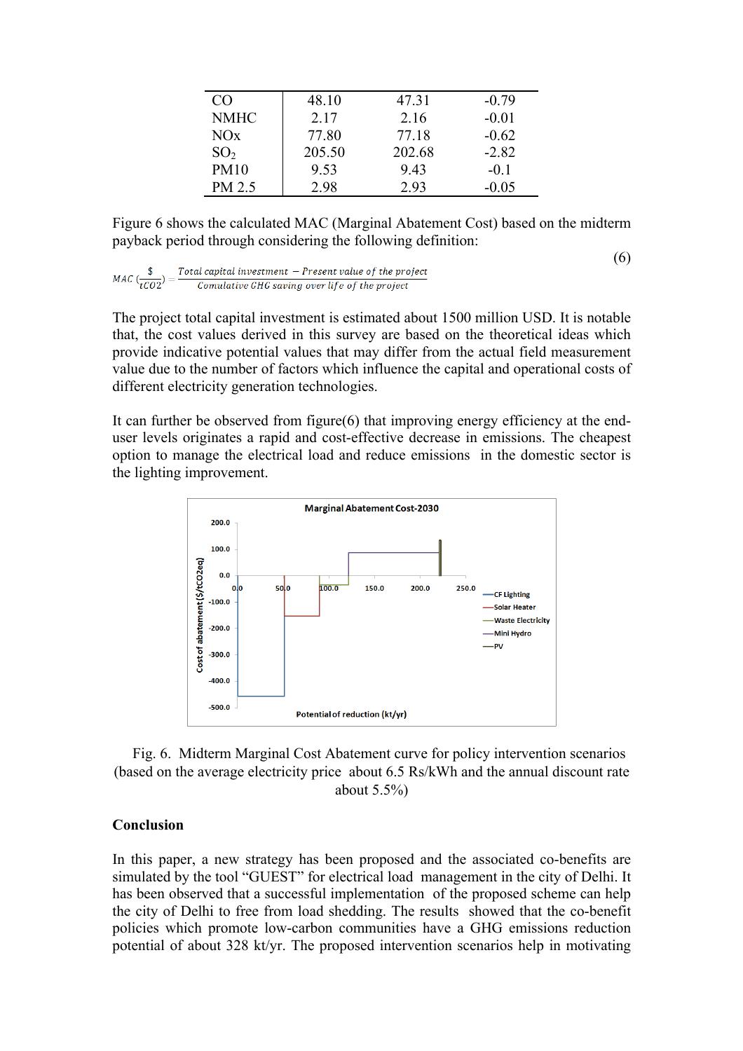| CO | 48.10 | 47.31 | -0.79 |
|---|---|---|---|
| NMHC | 2.17 | 2.16 | -0.01 |
| NOx | 77.80 | 77.18 | -0.62 |
| $SO_2$ | 205.50 | 202.68 | -2.82 |
| PM10 | 9.53 | 9.43 | -0.1 |
| PM 2.5 | 2.98 | 2.93 | -0.05 |

Figure 6 shows the calculated MAC (Marginal Abatement Cost) based on the midterm payback period through considering the following definition:

$$MAC\left(\frac{\$}{tCO2}\right) = \frac{Total\ capital\ investment\ - Present\ value\ of\ the\ project}{Comulative\ GHG\ saving\ over\ life\ of\ the\ project} \tag{6}$$

The project total capital investment is estimated about 1500 million USD. It is notable that, the cost values derived in this survey are based on the theoretical ideas which provide indicative potential values that may differ from the actual field measurement value due to the number of factors which influence the capital and operational costs of different electricity generation technologies.

It can further be observed from figure(6) that improving energy efficiency at the end-user levels originates a rapid and cost-effective decrease in emissions. The cheapest option to manage the electrical load and reduce emissions in the domestic sector is the lighting improvement.

Fig. 6. Midterm Marginal Cost Abatement curve for policy intervention scenarios (based on the average electricity price about 6.5 Rs/kWh and the annual discount rate about 5.5%)

## Conclusion

In this paper, a new strategy has been proposed and the associated co-benefits are simulated by the tool "GUEST" for electrical load management in the city of Delhi. It has been observed that a successful implementation of the proposed scheme can help the city of Delhi to free from load shedding. The results showed that the co-benefit policies which promote low-carbon communities have a GHG emissions reduction potential of about 328 kt/yr. The proposed intervention scenarios help in motivating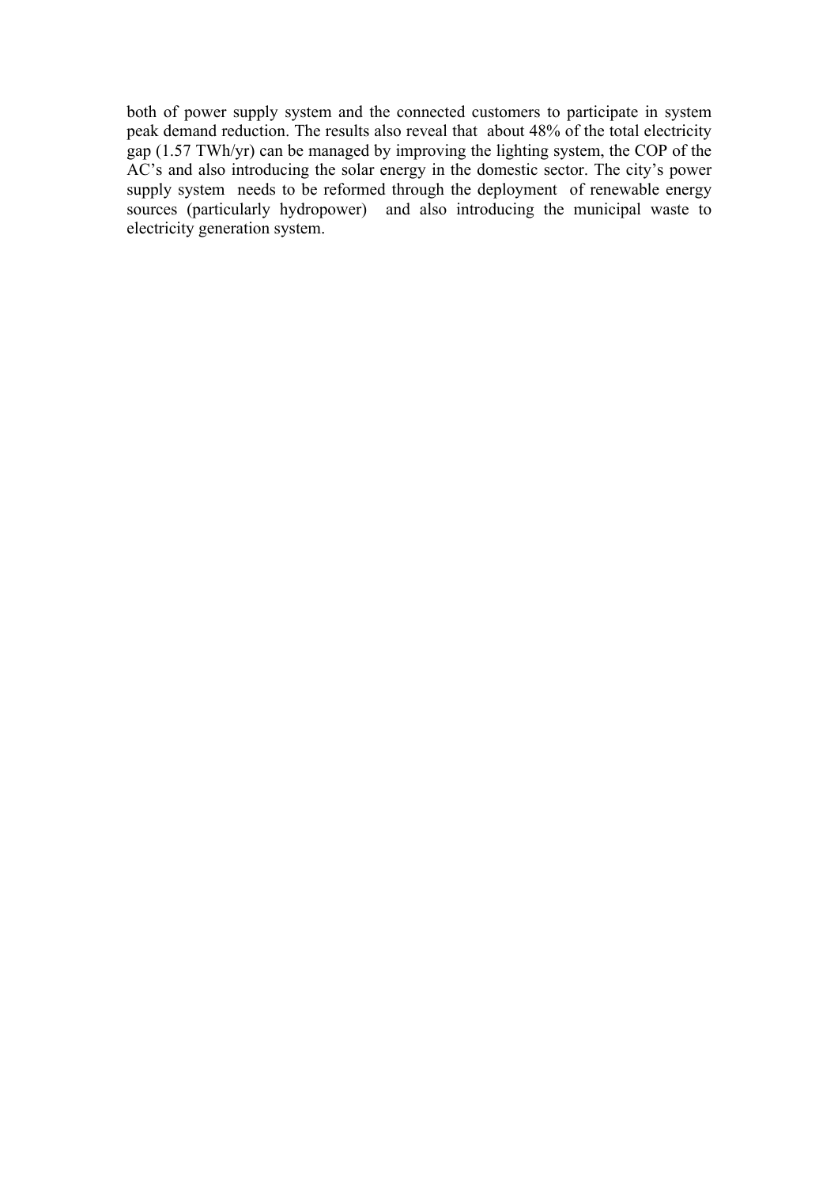both of power supply system and the connected customers to participate in system peak demand reduction. The results also reveal that about 48% of the total electricity gap (1.57 TWh/yr) can be managed by improving the lighting system, the COP of the AC's and also introducing the solar energy in the domestic sector. The city's power supply system needs to be reformed through the deployment of renewable energy sources (particularly hydropower) and also introducing the municipal waste to electricity generation system.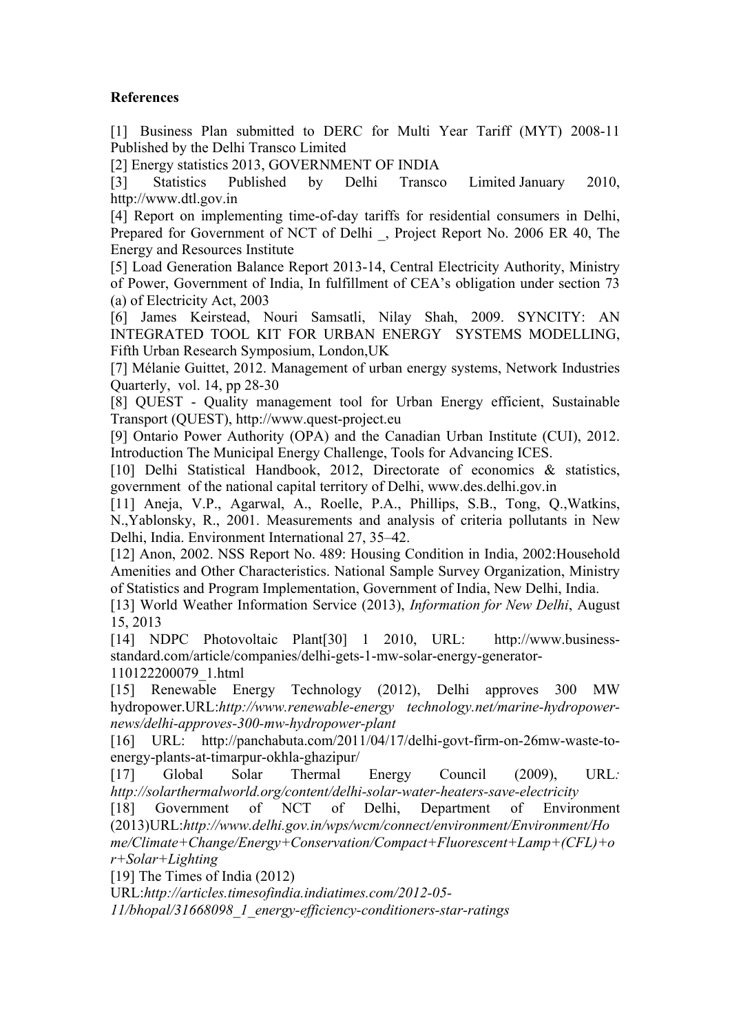**References**

[1] Business Plan submitted to DERC for Multi Year Tariff (MYT) 2008-11 Published by the Delhi Transco Limited

[2] Energy statistics 2013, GOVERNMENT OF INDIA

[3] Statistics Published by Delhi Transco Limited January 2010, http://www.dtl.gov.in

[4] Report on implementing time-of-day tariffs for residential consumers in Delhi, Prepared for Government of NCT of Delhi _, Project Report No. 2006 ER 40, The Energy and Resources Institute

[5] Load Generation Balance Report 2013-14, Central Electricity Authority, Ministry of Power, Government of India, In fulfillment of CEA's obligation under section 73 (a) of Electricity Act, 2003

[6] James Keirstead, Nouri Samsatli, Nilay Shah, 2009. SYNCITY: AN INTEGRATED TOOL KIT FOR URBAN ENERGY SYSTEMS MODELLING, Fifth Urban Research Symposium, London,UK

[7] Mélanie Guittet, 2012. Management of urban energy systems, Network Industries Quarterly, vol. 14, pp 28-30

[8] QUEST - Quality management tool for Urban Energy efficient, Sustainable Transport (QUEST), http://www.quest-project.eu

[9] Ontario Power Authority (OPA) and the Canadian Urban Institute (CUI), 2012. Introduction The Municipal Energy Challenge, Tools for Advancing ICES.

[10] Delhi Statistical Handbook, 2012, Directorate of economics & statistics, government of the national capital territory of Delhi, www.des.delhi.gov.in

[11] Aneja, V.P., Agarwal, A., Roelle, P.A., Phillips, S.B., Tong, Q.,Watkins, N.,Yablonsky, R., 2001. Measurements and analysis of criteria pollutants in New Delhi, India. Environment International 27, 35–42.

[12] Anon, 2002. NSS Report No. 489: Housing Condition in India, 2002:Household Amenities and Other Characteristics. National Sample Survey Organization, Ministry of Statistics and Program Implementation, Government of India, New Delhi, India.

[13] World Weather Information Service (2013), *Information for New Delhi*, August 15, 2013

[14] NDPC Photovoltaic Plant[30] 1 2010, URL: http://www.business-standard.com/article/companies/delhi-gets-1-mw-solar-energy-generator-110122200079_1.html

[15] Renewable Energy Technology (2012), Delhi approves 300 MW hydropower.URL:*http://www.renewable-energy technology.net/marine-hydropower-news/delhi-approves-300-mw-hydropower-plant*

[16] URL: http://panchabuta.com/2011/04/17/delhi-govt-firm-on-26mw-waste-to-energy-plants-at-timarpur-okhla-ghazipur/

[17] Global Solar Thermal Energy Council (2009), URL*: http://solarthermalworld.org/content/delhi-solar-water-heaters-save-electricity*

[18] Government of NCT of Delhi, Department of Environment (2013)URL:*http://www.delhi.gov.in/wps/wcm/connect/environment/Environment/Home/Climate+Change/Energy+Conservation/Compact+Fluorescent+Lamp+(CFL)+or+Solar+Lighting*

[19] The Times of India (2012) URL:*http://articles.timesofindia.indiatimes.com/2012-05-11/bhopal/31668098_1_energy-efficiency-conditioners-star-ratings*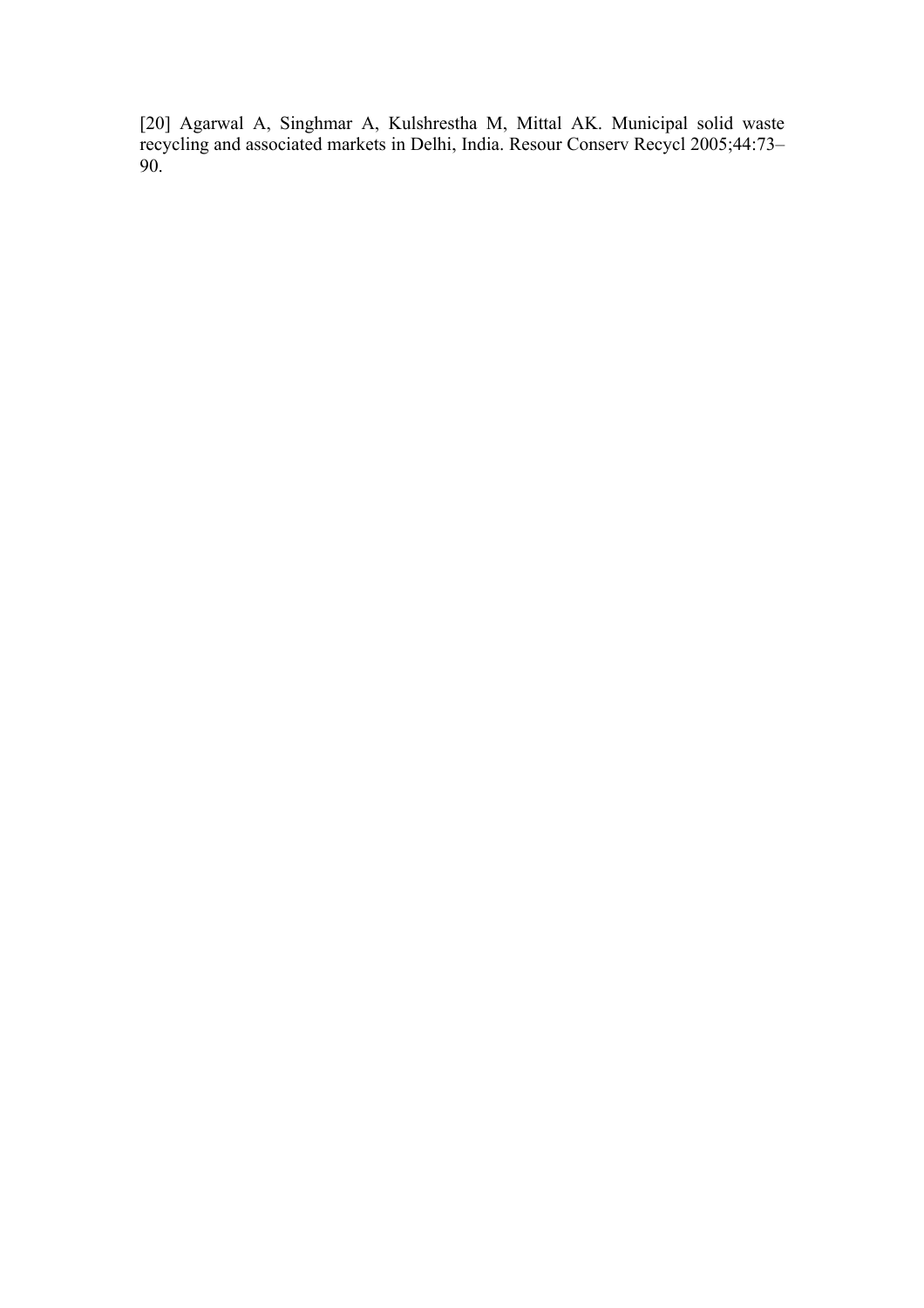[20] Agarwal A, Singhmar A, Kulshrestha M, Mittal AK. Municipal solid waste recycling and associated markets in Delhi, India. Resour Conserv Recycl 2005;44:73–90.